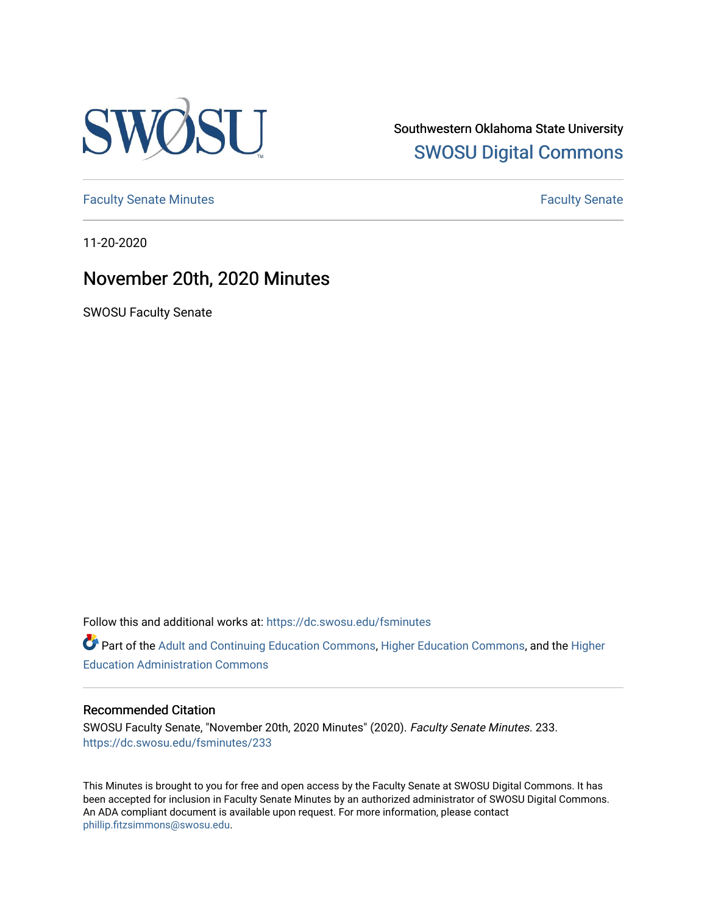Southwestern Oklahoma State University

SWOSU Digital Commons

Faculty Senate Minutes

Faculty Senate

11-20-2020

# November 20th, 2020 Minutes

SWOSU Faculty Senate

Follow this and additional works at: https://dc.swosu.edu/fsminutes

Part of the Adult and Continuing Education Commons, Higher Education Commons, and the Higher Education Administration Commons

### Recommended Citation

SWOSU Faculty Senate, "November 20th, 2020 Minutes" (2020). *Faculty Senate Minutes*. 233.
https://dc.swosu.edu/fsminutes/233

This Minutes is brought to you for free and open access by the Faculty Senate at SWOSU Digital Commons. It has been accepted for inclusion in Faculty Senate Minutes by an authorized administrator of SWOSU Digital Commons. An ADA compliant document is available upon request. For more information, please contact phillip.fitzsimmons@swosu.edu.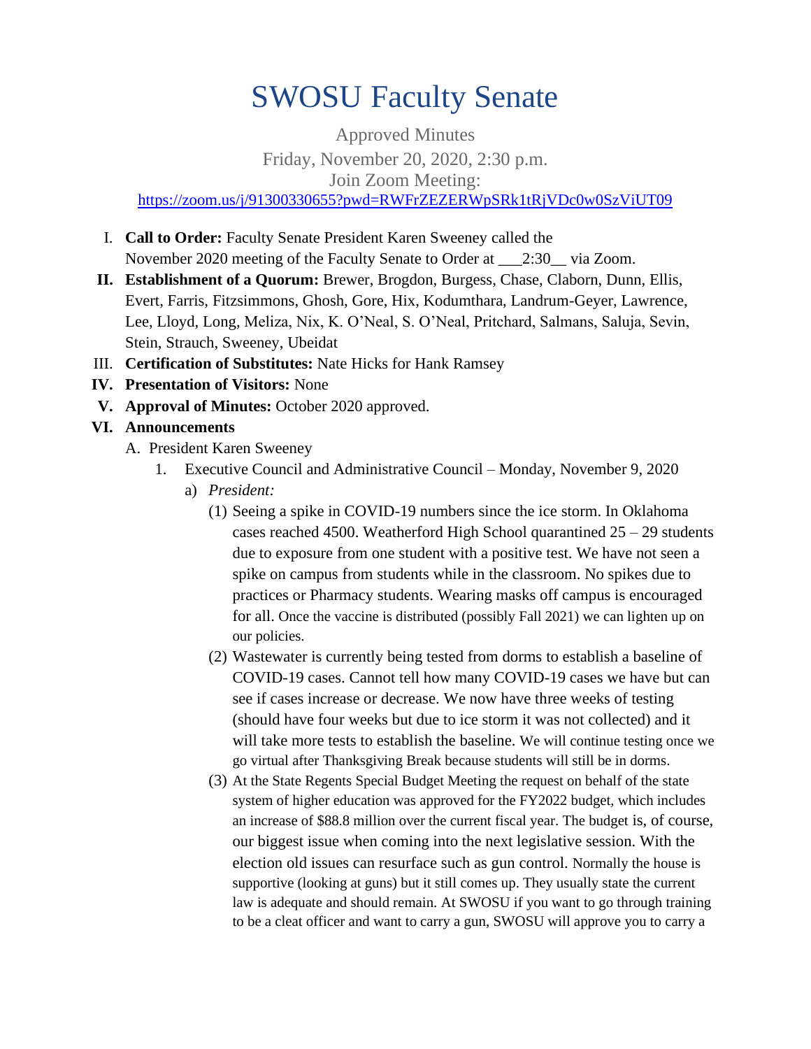# SWOSU Faculty Senate

Approved Minutes

Friday, November 20, 2020, 2:30 p.m.

Join Zoom Meeting:

https://zoom.us/j/91300330655?pwd=RWFrZEZERWpSRk1tRjVDc0w0SzViUT09

I. **Call to Order:** Faculty Senate President Karen Sweeney called the November 2020 meeting of the Faculty Senate to Order at \_\_\_2:30\_\_ via Zoom.

II. **Establishment of a Quorum:** Brewer, Brogdon, Burgess, Chase, Claborn, Dunn, Ellis, Evert, Farris, Fitzsimmons, Ghosh, Gore, Hix, Kodumthara, Landrum-Geyer, Lawrence, Lee, Lloyd, Long, Meliza, Nix, K. O'Neal, S. O'Neal, Pritchard, Salmans, Saluja, Sevin, Stein, Strauch, Sweeney, Ubeidat

III. **Certification of Substitutes:** Nate Hicks for Hank Ramsey

IV. **Presentation of Visitors:** None

V. **Approval of Minutes:** October 2020 approved.

VI. **Announcements**

A. President Karen Sweeney

1. Executive Council and Administrative Council – Monday, November 9, 2020

a) *President:*

(1) Seeing a spike in COVID-19 numbers since the ice storm. In Oklahoma cases reached 4500. Weatherford High School quarantined 25 – 29 students due to exposure from one student with a positive test. We have not seen a spike on campus from students while in the classroom. No spikes due to practices or Pharmacy students. Wearing masks off campus is encouraged for all. Once the vaccine is distributed (possibly Fall 2021) we can lighten up on our policies.

(2) Wastewater is currently being tested from dorms to establish a baseline of COVID-19 cases. Cannot tell how many COVID-19 cases we have but can see if cases increase or decrease. We now have three weeks of testing (should have four weeks but due to ice storm it was not collected) and it will take more tests to establish the baseline. We will continue testing once we go virtual after Thanksgiving Break because students will still be in dorms.

(3) At the State Regents Special Budget Meeting the request on behalf of the state system of higher education was approved for the FY2022 budget, which includes an increase of $88.8 million over the current fiscal year. The budget is, of course, our biggest issue when coming into the next legislative session. With the election old issues can resurface such as gun control. Normally the house is supportive (looking at guns) but it still comes up. They usually state the current law is adequate and should remain. At SWOSU if you want to go through training to be a cleat officer and want to carry a gun, SWOSU will approve you to carry a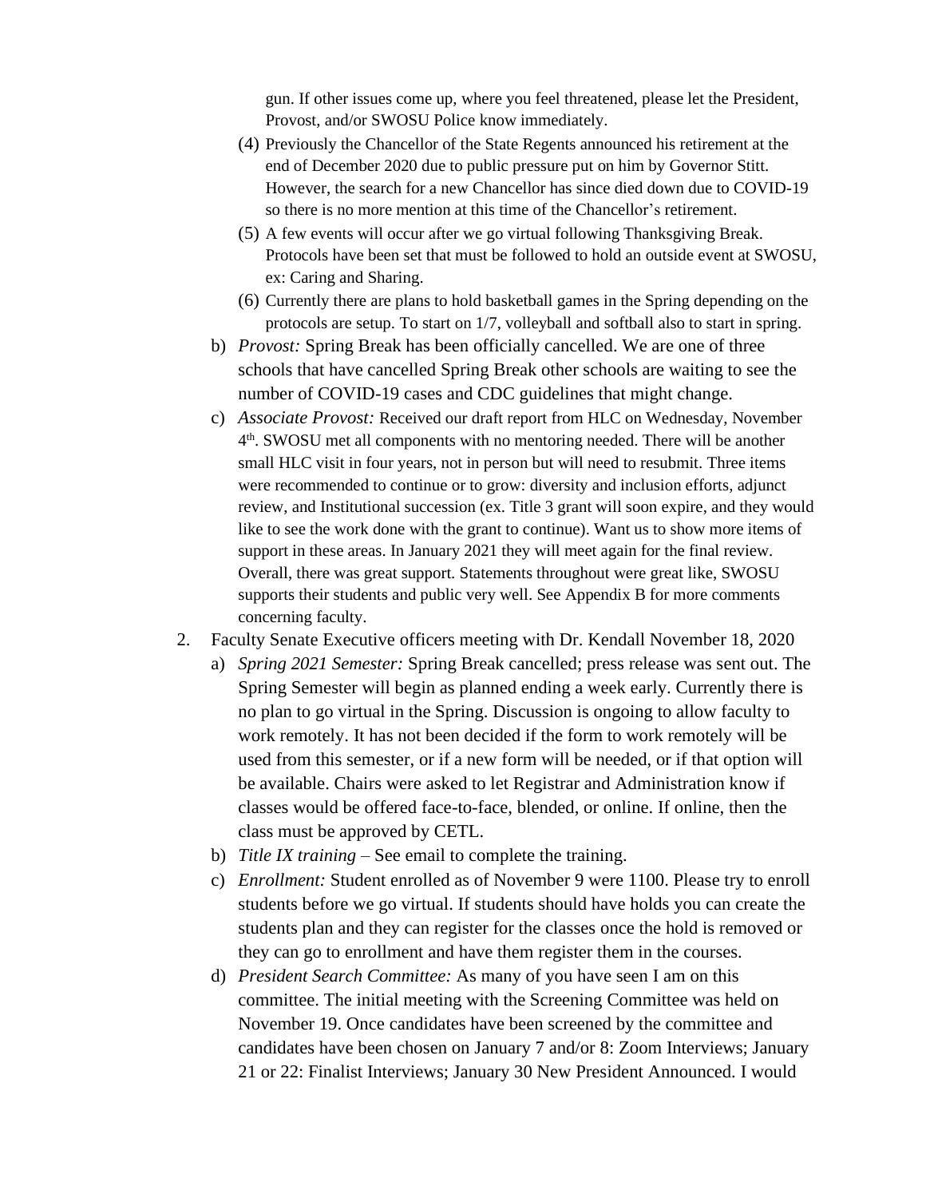gun. If other issues come up, where you feel threatened, please let the President, Provost, and/or SWOSU Police know immediately.

(4) Previously the Chancellor of the State Regents announced his retirement at the end of December 2020 due to public pressure put on him by Governor Stitt. However, the search for a new Chancellor has since died down due to COVID-19 so there is no more mention at this time of the Chancellor's retirement.

(5) A few events will occur after we go virtual following Thanksgiving Break. Protocols have been set that must be followed to hold an outside event at SWOSU, ex: Caring and Sharing.

(6) Currently there are plans to hold basketball games in the Spring depending on the protocols are setup. To start on 1/7, volleyball and softball also to start in spring.

b) *Provost:* Spring Break has been officially cancelled. We are one of three schools that have cancelled Spring Break other schools are waiting to see the number of COVID-19 cases and CDC guidelines that might change.

c) *Associate Provost:* Received our draft report from HLC on Wednesday, November 4th. SWOSU met all components with no mentoring needed. There will be another small HLC visit in four years, not in person but will need to resubmit. Three items were recommended to continue or to grow: diversity and inclusion efforts, adjunct review, and Institutional succession (ex. Title 3 grant will soon expire, and they would like to see the work done with the grant to continue). Want us to show more items of support in these areas. In January 2021 they will meet again for the final review. Overall, there was great support. Statements throughout were great like, SWOSU supports their students and public very well. See Appendix B for more comments concerning faculty.

2. Faculty Senate Executive officers meeting with Dr. Kendall November 18, 2020

a) *Spring 2021 Semester:* Spring Break cancelled; press release was sent out. The Spring Semester will begin as planned ending a week early. Currently there is no plan to go virtual in the Spring. Discussion is ongoing to allow faculty to work remotely. It has not been decided if the form to work remotely will be used from this semester, or if a new form will be needed, or if that option will be available. Chairs were asked to let Registrar and Administration know if classes would be offered face-to-face, blended, or online. If online, then the class must be approved by CETL.

b) *Title IX training* – See email to complete the training.

c) *Enrollment:* Student enrolled as of November 9 were 1100. Please try to enroll students before we go virtual. If students should have holds you can create the students plan and they can register for the classes once the hold is removed or they can go to enrollment and have them register them in the courses.

d) *President Search Committee:* As many of you have seen I am on this committee. The initial meeting with the Screening Committee was held on November 19. Once candidates have been screened by the committee and candidates have been chosen on January 7 and/or 8: Zoom Interviews; January 21 or 22: Finalist Interviews; January 30 New President Announced. I would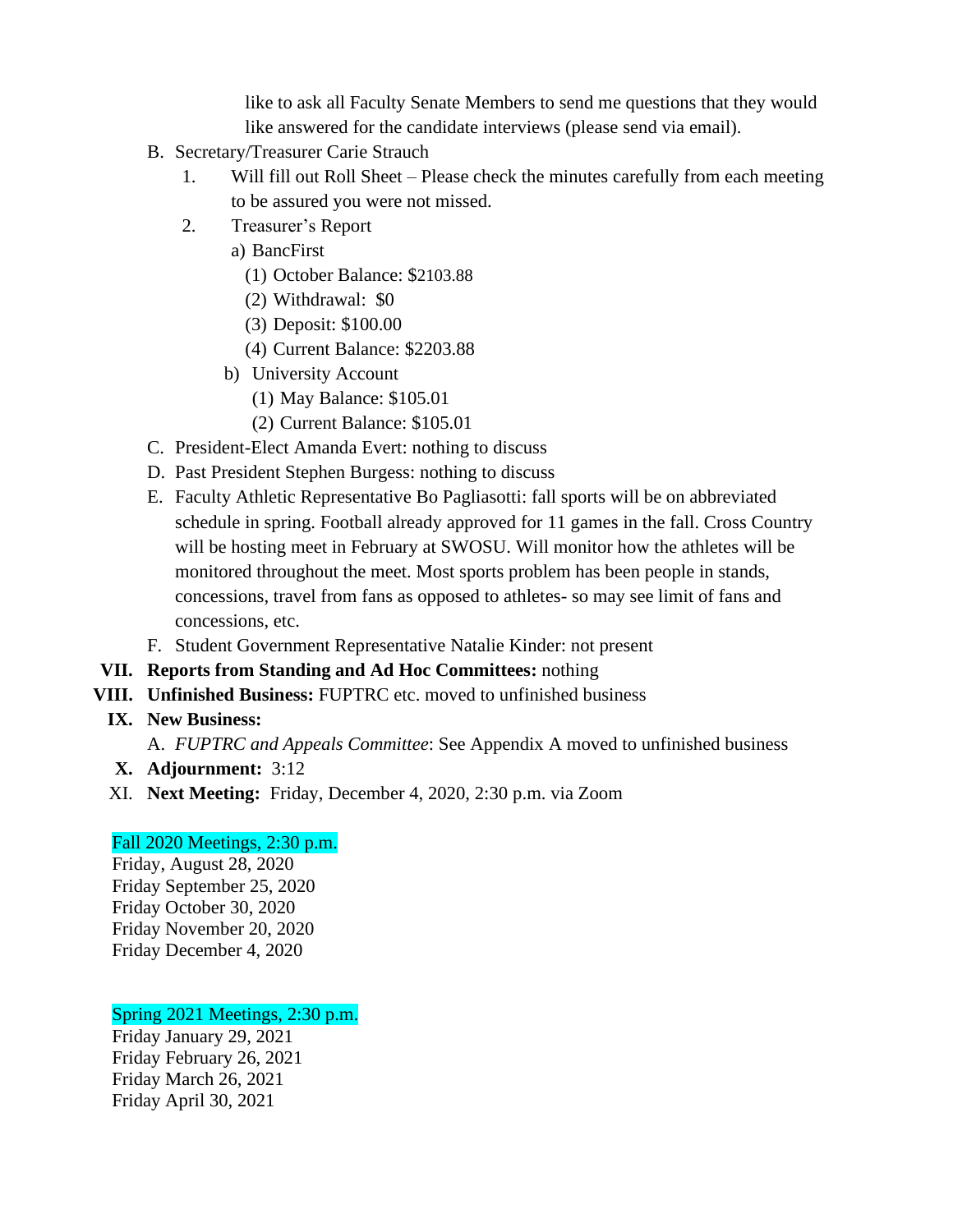like to ask all Faculty Senate Members to send me questions that they would like answered for the candidate interviews (please send via email).

B. Secretary/Treasurer Carie Strauch
   1. Will fill out Roll Sheet – Please check the minutes carefully from each meeting to be assured you were not missed.
   2. Treasurer's Report
      a) BancFirst
         (1) October Balance: $2103.88
         (2) Withdrawal: $0
         (3) Deposit: $100.00
         (4) Current Balance: $2203.88
      b) University Account
         (1) May Balance: $105.01
         (2) Current Balance: $105.01

C. President-Elect Amanda Evert: nothing to discuss

D. Past President Stephen Burgess: nothing to discuss

E. Faculty Athletic Representative Bo Pagliasotti: fall sports will be on abbreviated schedule in spring. Football already approved for 11 games in the fall. Cross Country will be hosting meet in February at SWOSU. Will monitor how the athletes will be monitored throughout the meet. Most sports problem has been people in stands, concessions, travel from fans as opposed to athletes- so may see limit of fans and concessions, etc.

F. Student Government Representative Natalie Kinder: not present

VII. **Reports from Standing and Ad Hoc Committees:** nothing

VIII. **Unfinished Business:** FUPTRC etc. moved to unfinished business

IX. **New Business:**

A. *FUPTRC and Appeals Committee*: See Appendix A moved to unfinished business

X. **Adjournment:** 3:12

XI. **Next Meeting:** Friday, December 4, 2020, 2:30 p.m. via Zoom

Fall 2020 Meetings, 2:30 p.m.
Friday, August 28, 2020
Friday September 25, 2020
Friday October 30, 2020
Friday November 20, 2020
Friday December 4, 2020

Spring 2021 Meetings, 2:30 p.m.
Friday January 29, 2021
Friday February 26, 2021
Friday March 26, 2021
Friday April 30, 2021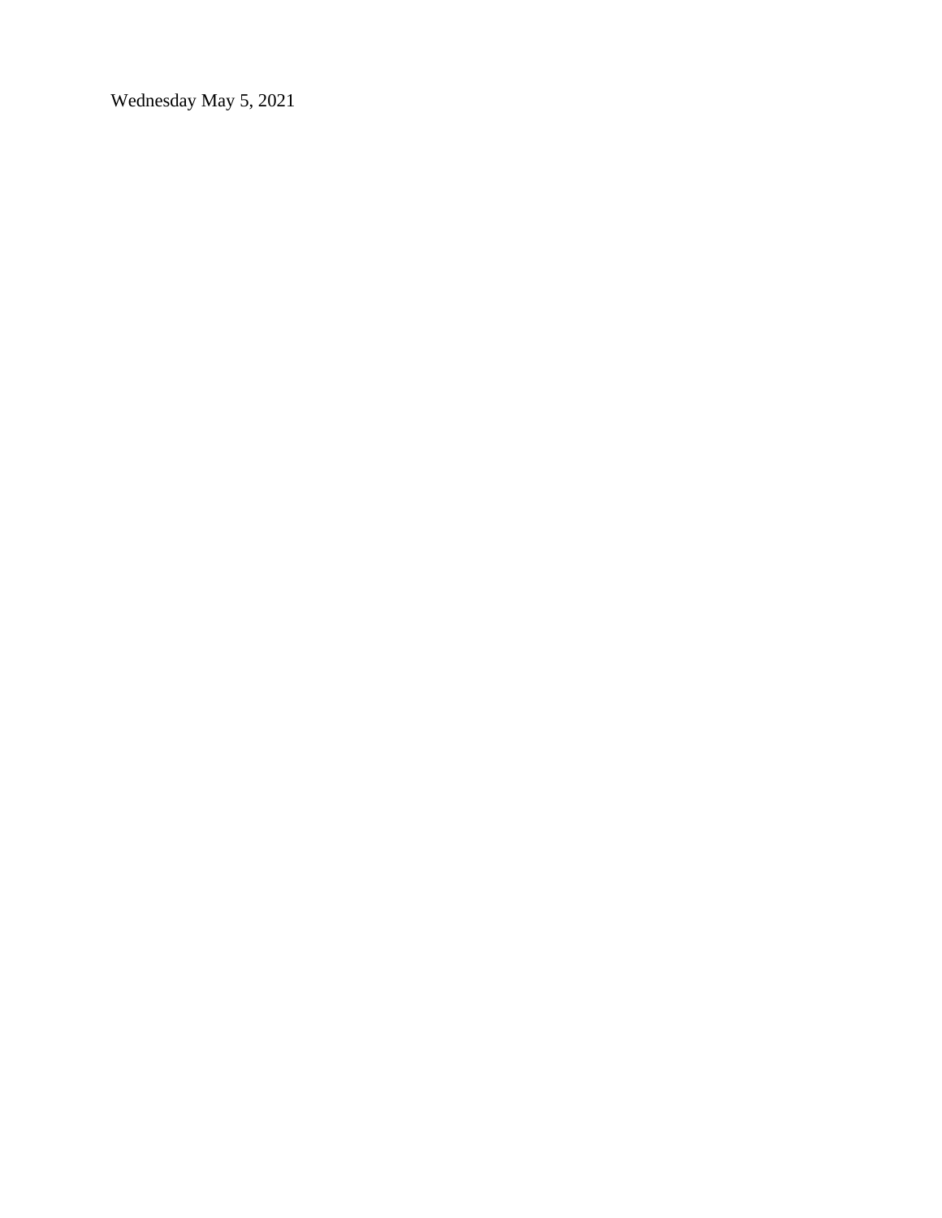Wednesday May 5, 2021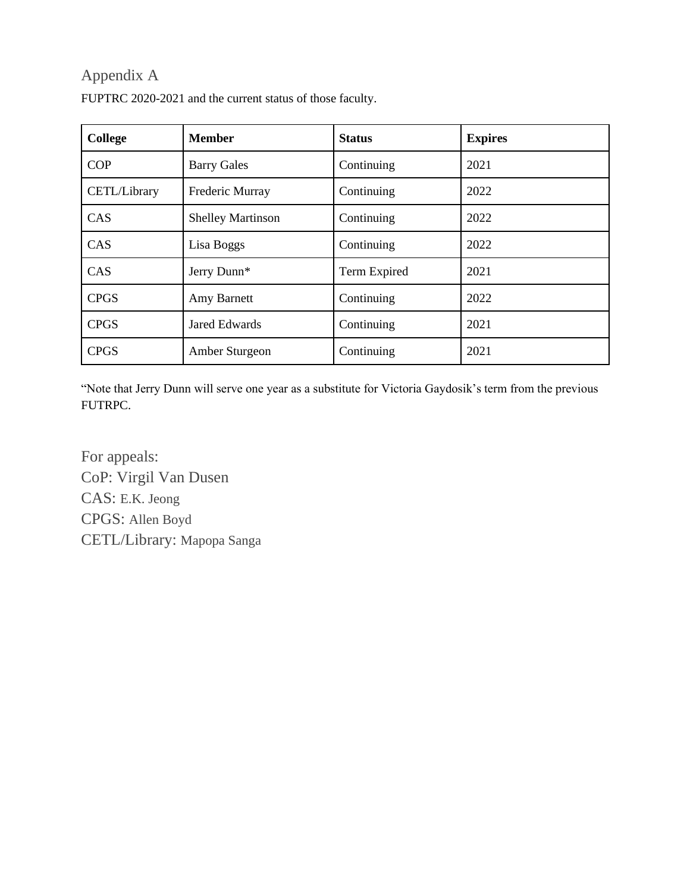## Appendix A

FUPTRC 2020-2021 and the current status of those faculty.

| College | Member | Status | Expires |
| --- | --- | --- | --- |
| COP | Barry Gales | Continuing | 2021 |
| CETL/Library | Frederic Murray | Continuing | 2022 |
| CAS | Shelley Martinson | Continuing | 2022 |
| CAS | Lisa Boggs | Continuing | 2022 |
| CAS | Jerry Dunn* | Term Expired | 2021 |
| CPGS | Amy Barnett | Continuing | 2022 |
| CPGS | Jared Edwards | Continuing | 2021 |
| CPGS | Amber Sturgeon | Continuing | 2021 |

"Note that Jerry Dunn will serve one year as a substitute for Victoria Gaydosik's term from the previous FUTRPC.

For appeals:
CoP: Virgil Van Dusen
CAS: E.K. Jeong
CPGS: Allen Boyd
CETL/Library: Mapopa Sanga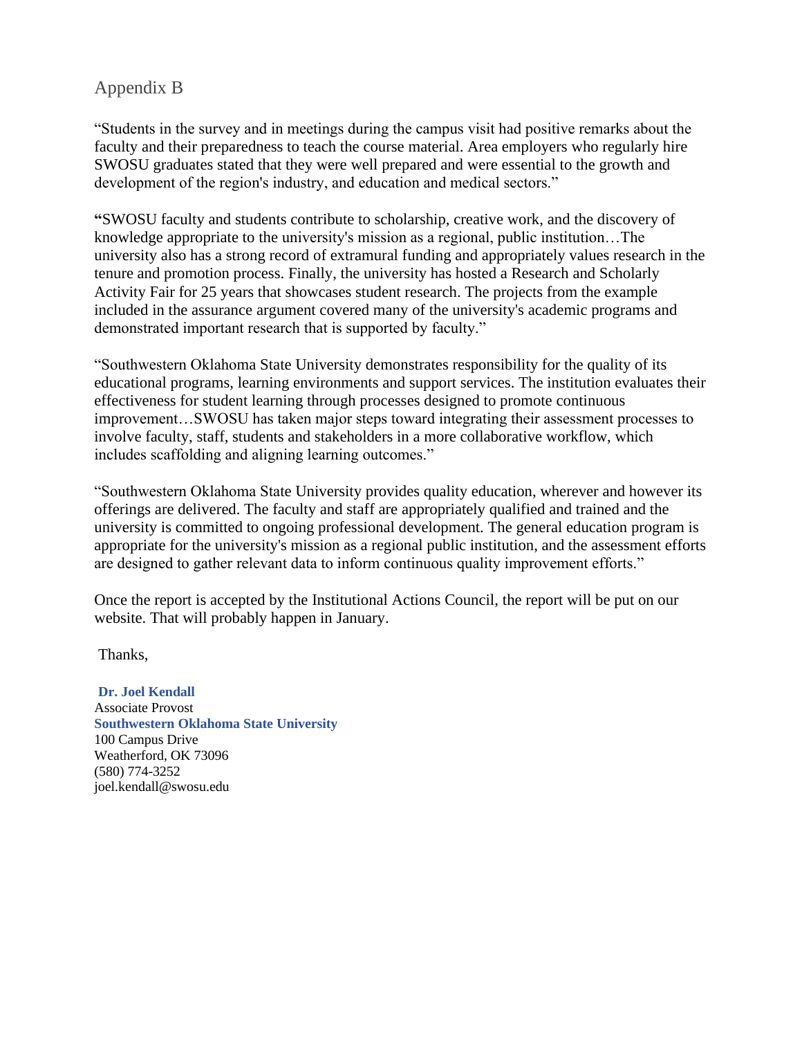## Appendix B

"Students in the survey and in meetings during the campus visit had positive remarks about the faculty and their preparedness to teach the course material. Area employers who regularly hire SWOSU graduates stated that they were well prepared and were essential to the growth and development of the region's industry, and education and medical sectors."

**"**SWOSU faculty and students contribute to scholarship, creative work, and the discovery of knowledge appropriate to the university's mission as a regional, public institution…The university also has a strong record of extramural funding and appropriately values research in the tenure and promotion process. Finally, the university has hosted a Research and Scholarly Activity Fair for 25 years that showcases student research. The projects from the example included in the assurance argument covered many of the university's academic programs and demonstrated important research that is supported by faculty."

"Southwestern Oklahoma State University demonstrates responsibility for the quality of its educational programs, learning environments and support services. The institution evaluates their effectiveness for student learning through processes designed to promote continuous improvement…SWOSU has taken major steps toward integrating their assessment processes to involve faculty, staff, students and stakeholders in a more collaborative workflow, which includes scaffolding and aligning learning outcomes."

"Southwestern Oklahoma State University provides quality education, wherever and however its offerings are delivered. The faculty and staff are appropriately qualified and trained and the university is committed to ongoing professional development. The general education program is appropriate for the university's mission as a regional public institution, and the assessment efforts are designed to gather relevant data to inform continuous quality improvement efforts."

Once the report is accepted by the Institutional Actions Council, the report will be put on our website. That will probably happen in January.

Thanks,

**Dr. Joel Kendall**
Associate Provost
**Southwestern Oklahoma State University**
100 Campus Drive
Weatherford, OK 73096
(580) 774-3252
joel.kendall@swosu.edu